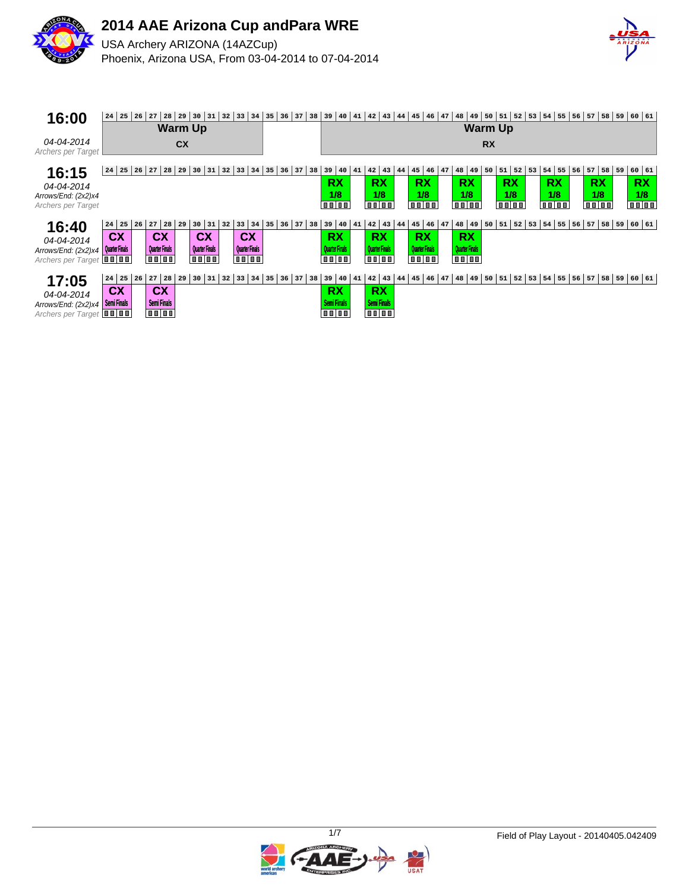# 2014 AAE Arizona Cup andPara WRE

USA Archery ARIZONA (14AZCup)

Phoenix, Arizona USA, From 03-04-2014 to 07-04-2014

| Time | Targets 24–38 | Targets 39–61 |
|---|---|---|
| **16:00**<br>*04-04-2014*<br>Archers per Target | **Warm Up** CX (targets 24–34) | **Warm Up** RX (targets 39–61) |
| **16:15**<br>*04-04-2014*<br>Arrows/End: (2x2)x4<br>Archers per Target | | **RX 1/8** on targets 39-40, 42-43, 45-46, 48-49, 51-52, 54-55, 57-58, 60-61 |
| **16:40**<br>*04-04-2014*<br>Arrows/End: (2x2)x4<br>Archers per Target | **CX Quarter Finals** on targets 24-25, 27-28, 30-31, 33-34 | **RX Quarter Finals** on targets 39-40, 42-43, 45-46, 48-49 |
| **17:05**<br>*04-04-2014*<br>Arrows/End: (2x2)x4<br>Archers per Target | **CX Semi Finals** on targets 24-25, 27-28 | **RX Semi Finals** on targets 39-40, 42-43 |

Field of Play Layout - 20140405.042409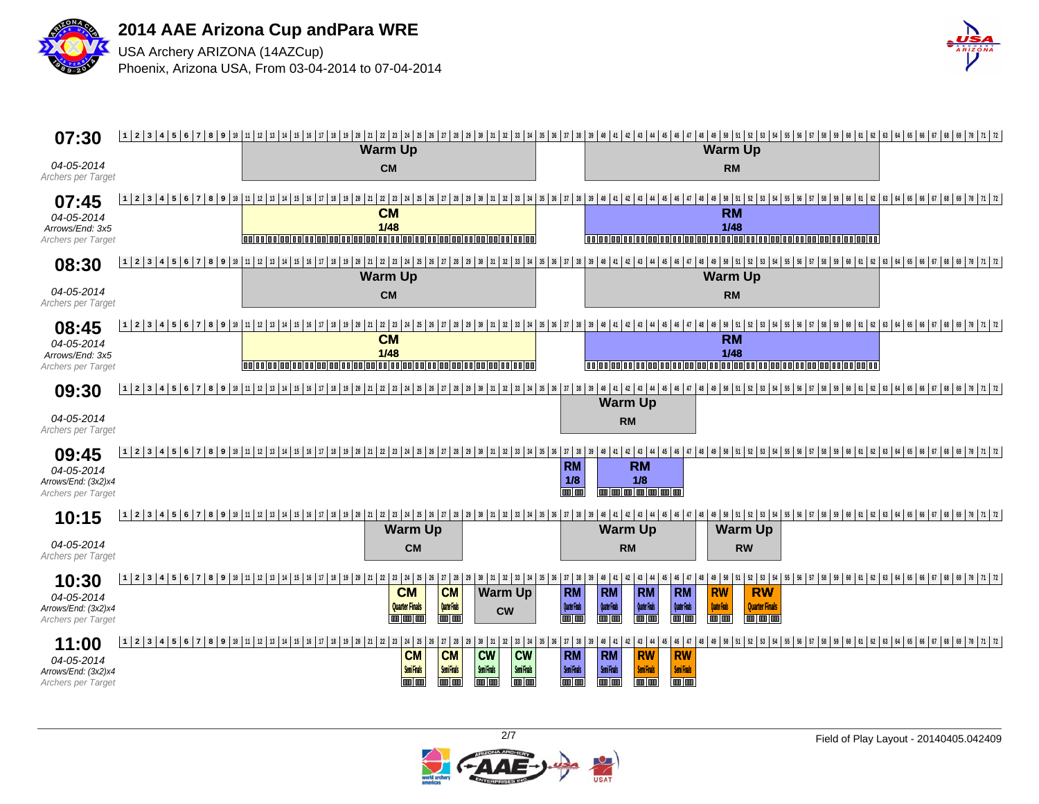# 2014 AAE Arizona Cup andPara WRE

USA Archery ARIZONA (14AZCup)

Phoenix, Arizona USA, From 03-04-2014 to 07-04-2014

| Time | Date | Details | Targets 10–34 | Targets 38–62 |
|---|---|---|---|---|
| 07:30 | 04-05-2014 | Archers per Target | Warm Up CM | Warm Up RM |
| 07:45 | 04-05-2014 | Arrows/End: 3x5, Archers per Target | CM 1/48 | RM 1/48 |
| 08:30 | 04-05-2014 | Archers per Target | Warm Up CM | Warm Up RM |
| 08:45 | 04-05-2014 | Arrows/End: 3x5, Archers per Target | CM 1/48 | RM 1/48 |

| Time | Date | Details | Assignments |
|---|---|---|---|
| 09:30 | 04-05-2014 | Archers per Target | Warm Up RM (targets 37–47) |
| 09:45 | 04-05-2014 | Arrows/End: (3x2)x4, Archers per Target | RM 1/8 (targets 37–38); RM 1/8 (targets 39–46) |
| 10:15 | 04-05-2014 | Archers per Target | Warm Up CM (targets 21–28); Warm Up RM (targets 37–47); Warm Up RW (targets 48–53) |
| 10:30 | 04-05-2014 | Arrows/End: (3x2)x4, Archers per Target | CM Quarter Finals (targets 23–25); CM Quarter Finals (targets 26–27); Warm Up CW (targets 29–33); RM Quarter Finals (targets 37–38); RM Quarter Finals (targets 40–41); RM Quarter Finals (targets 43–44); RM Quarter Finals (targets 46–47); RW Quarter Finals (targets 48–49); RW Quarter Finals (targets 51–53) |
| 11:00 | 04-05-2014 | Arrows/End: (3x2)x4, Archers per Target | CM Semi Finals (targets 23–24); CM Semi Finals (targets 26–27); CW Semi Finals (targets 29–30); CW Semi Finals (targets 32–33); RM Semi Finals (targets 37–38); RM Semi Finals (targets 40–41); RW Semi Finals (targets 43–44); RW Semi Finals (targets 46–47) |

Field of Play Layout - 20140405.042409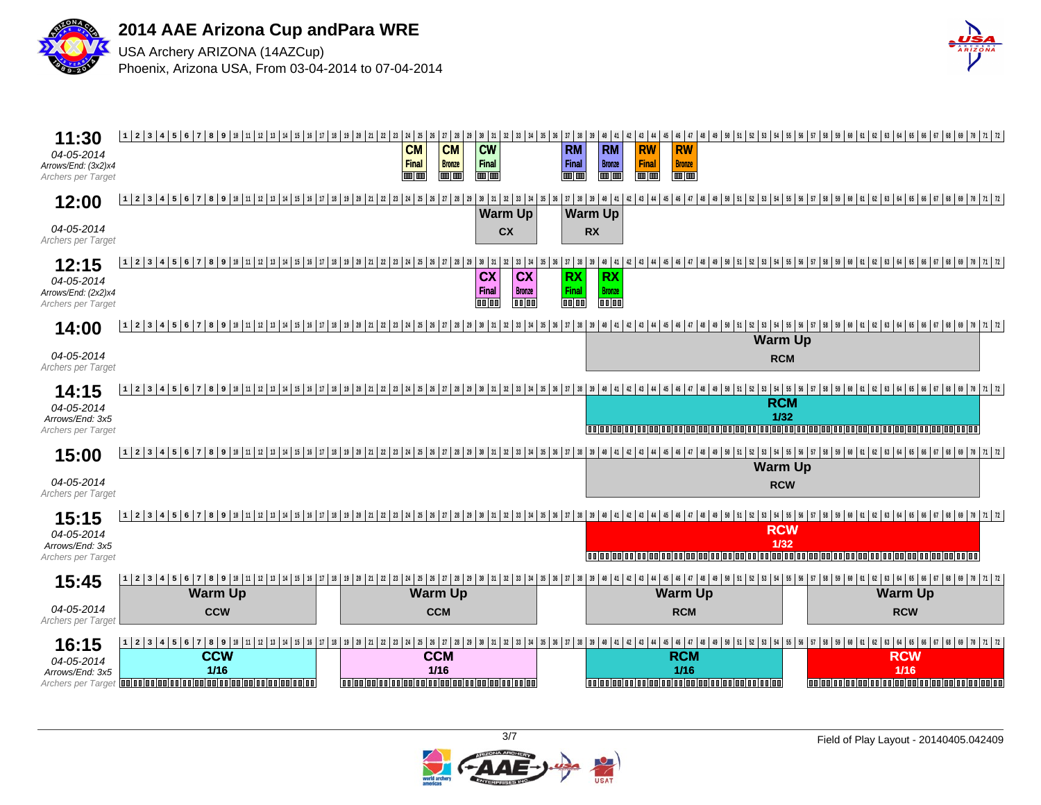# 2014 AAE Arizona Cup andPara WRE

USA Archery ARIZONA (14AZCup)

Phoenix, Arizona USA, From 03-04-2014 to 07-04-2014

| Time | Date | Arrows/End | Events (Targets) |
|---|---|---|---|
| 11:30 | 04-05-2014 | (3x2)x4 | CM Final (24–25); CM Bronze (27–28); CW Final (30–31); RM Final (37–38); RM Bronze (40–41); RW Final (43–44); RW Bronze (46–47) |
| 12:00 | 04-05-2014 | | Warm Up CX (30–35); Warm Up RX (37–42) |
| 12:15 | 04-05-2014 | (2x2)x4 | CX Final (30–31); CX Bronze (33–34); RX Final (37–38); RX Bronze (40–41) |
| 14:00 | 04-05-2014 | | Warm Up RCM (39–70) |
| 14:15 | 04-05-2014 | 3x5 | RCM 1/32 (39–70) |
| 15:00 | 04-05-2014 | | Warm Up RCW (39–70) |
| 15:15 | 04-05-2014 | 3x5 | RCW 1/32 (39–70) |
| 15:45 | 04-05-2014 | | Warm Up CCW (1–16); Warm Up CCM (19–34); Warm Up RCM (39–54); Warm Up RCW (57–72) |
| 16:15 | 04-05-2014 | 3x5 | CCW 1/16 (1–16); CCM 1/16 (19–34); RCM 1/16 (39–54); RCW 1/16 (57–72) |

Archers per Target

Field of Play Layout - 20140405.042409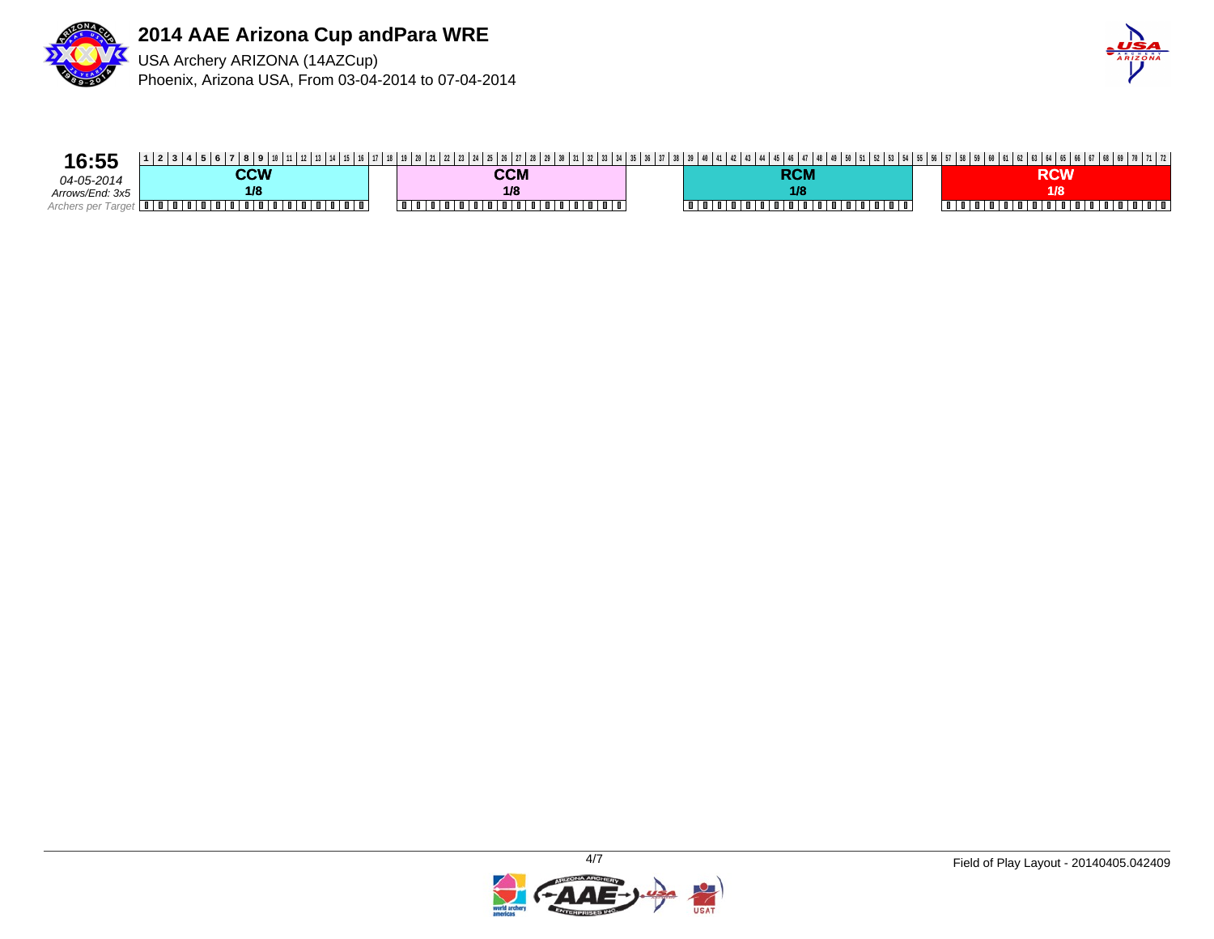# 2014 AAE Arizona Cup andPara WRE

USA Archery ARIZONA (14AZCup)

Phoenix, Arizona USA, From 03-04-2014 to 07-04-2014

**16:55**

*04-05-2014*

*Arrows/End: 3x5*

*Archers per Target*

| Targets | Category | Phase |
| --- | --- | --- |
| 1–16 | CCW | 1/8 |
| 19–34 | CCM | 1/8 |
| 39–54 | RCM | 1/8 |
| 57–72 | RCW | 1/8 |

Field of Play Layout - 20140405.042409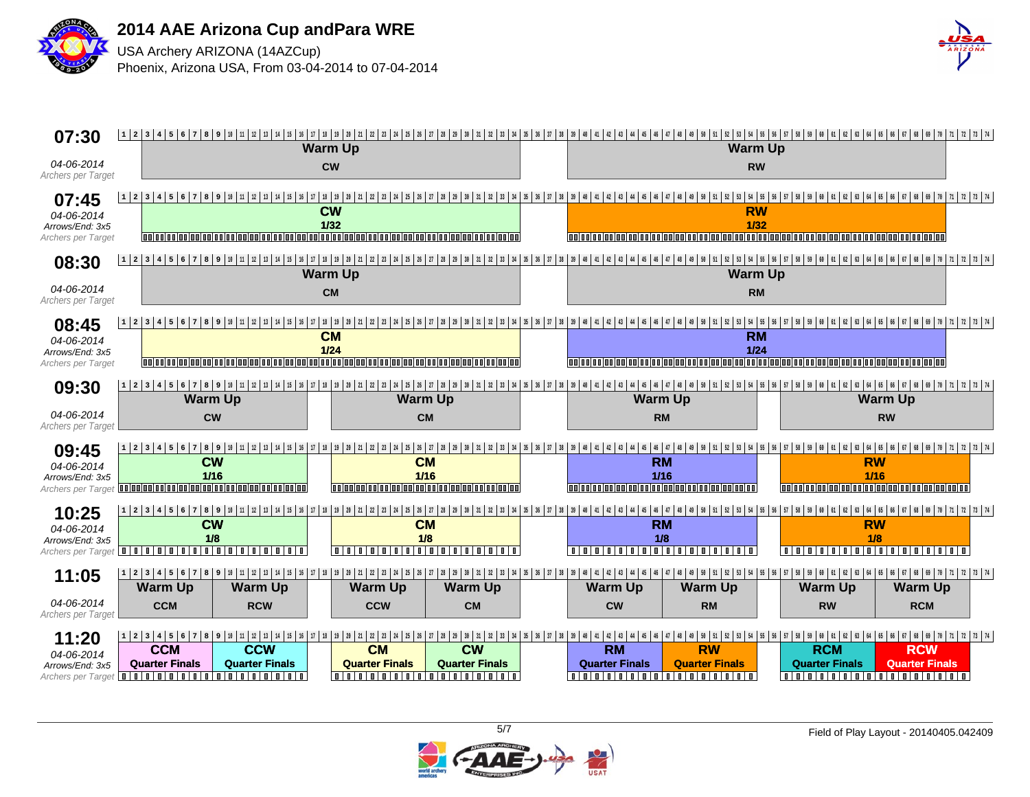# 2014 AAE Arizona Cup andPara WRE

USA Archery ARIZONA (14AZCup)

Phoenix, Arizona USA, From 03-04-2014 to 07-04-2014

| Time | Date / Info | Targets 3–34 | Targets 39–70 |
|---|---|---|---|
| 07:30 | 04-06-2014, Archers per Target | Warm Up – CW | Warm Up – RW |
| 07:45 | 04-06-2014, Arrows/End: 3x5, Archers per Target | CW 1/32 | RW 1/32 |
| 08:30 | 04-06-2014, Archers per Target | Warm Up – CM | Warm Up – RM |
| 08:45 | 04-06-2014, Arrows/End: 3x5, Archers per Target | CM 1/24 | RM 1/24 |

| Time | Date / Info | Targets 1–16 | Targets 19–34 | Targets 39–54 | Targets 57–72 |
|---|---|---|---|---|---|
| 09:30 | 04-06-2014, Archers per Target | Warm Up – CW | Warm Up – CM | Warm Up – RM | Warm Up – RW |
| 09:45 | 04-06-2014, Arrows/End: 3x5, Archers per Target | CW 1/16 | CM 1/16 | RM 1/16 | RW 1/16 |
| 10:25 | 04-06-2014, Arrows/End: 3x5, Archers per Target | CW 1/8 | CM 1/8 | RM 1/8 | RW 1/8 |

| Time | Date / Info | Targets 1–8 | Targets 9–16 | Targets 19–26 | Targets 27–34 | Targets 39–46 | Targets 47–54 | Targets 57–64 | Targets 65–72 |
|---|---|---|---|---|---|---|---|---|---|
| 11:05 | 04-06-2014, Archers per Target | Warm Up – CCM | Warm Up – RCW | Warm Up – CCW | Warm Up – CM | Warm Up – CW | Warm Up – RM | Warm Up – RW | Warm Up – RCM |
| 11:20 | 04-06-2014, Arrows/End: 3x5, Archers per Target | CCM Quarter Finals | CCW Quarter Finals | CM Quarter Finals | CW Quarter Finals | RM Quarter Finals | RW Quarter Finals | RCM Quarter Finals | RCW Quarter Finals |

Field of Play Layout - 20140405.042409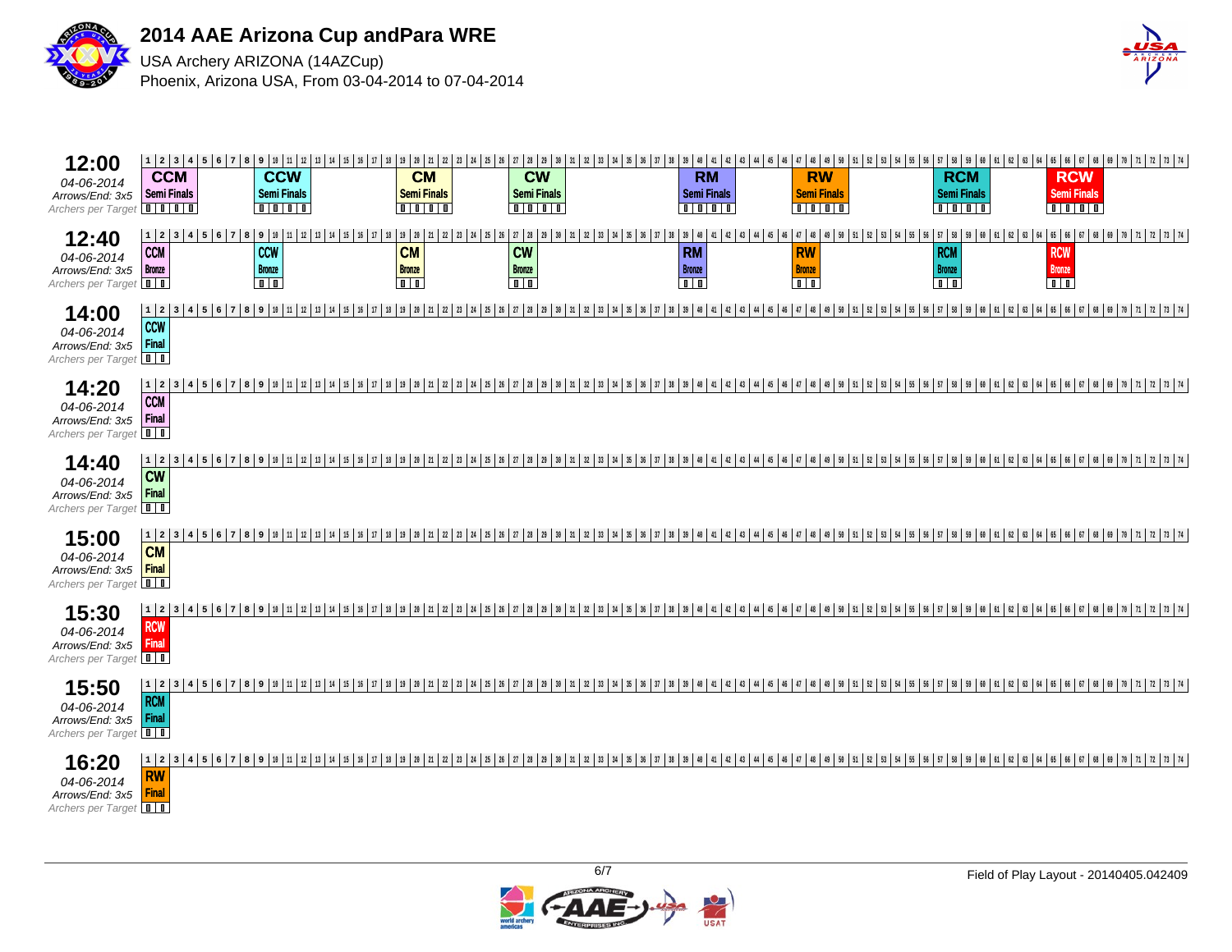# 2014 AAE Arizona Cup andPara WRE

USA Archery ARIZONA (14AZCup)

Phoenix, Arizona USA, From 03-04-2014 to 07-04-2014

| Time | Date | Arrows/End | Targets 1–74 |
|---|---|---|---|
| 12:00 | 04-06-2014 | 3x5 | CCM Semi Finals; CCW Semi Finals; CM Semi Finals; CW Semi Finals; RM Semi Finals; RW Semi Finals; RCM Semi Finals; RCW Semi Finals |
| 12:40 | 04-06-2014 | 3x5 | CCM Bronze; CCW Bronze; CM Bronze; CW Bronze; RM Bronze; RW Bronze; RCM Bronze; RCW Bronze |
| 14:00 | 04-06-2014 | 3x5 | CCW Final |
| 14:20 | 04-06-2014 | 3x5 | CCM Final |
| 14:40 | 04-06-2014 | 3x5 | CW Final |
| 15:00 | 04-06-2014 | 3x5 | CM Final |
| 15:30 | 04-06-2014 | 3x5 | RCW Final |
| 15:50 | 04-06-2014 | 3x5 | RCM Final |
| 16:20 | 04-06-2014 | 3x5 | RW Final |

Archers per Target

Field of Play Layout - 20140405.042409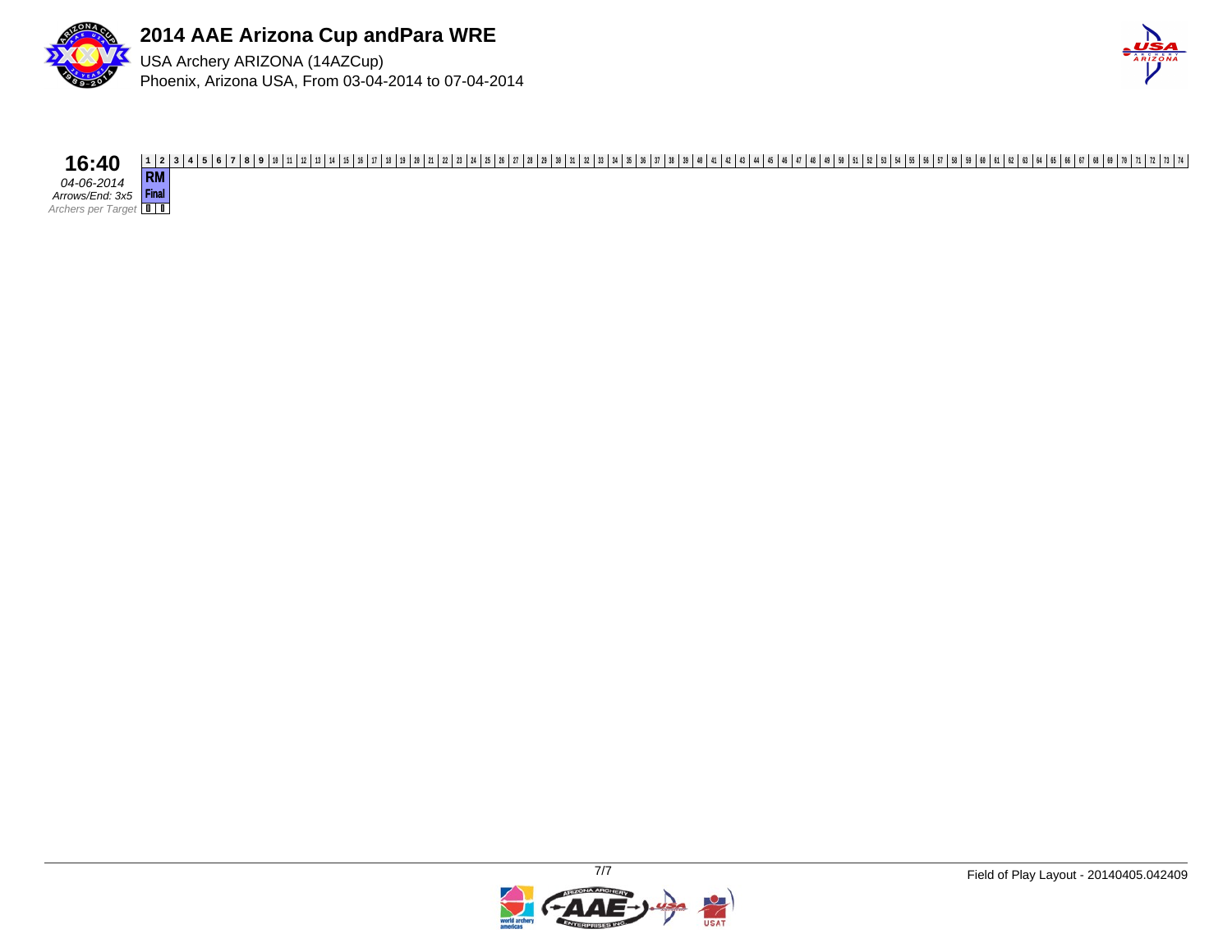# 2014 AAE Arizona Cup andPara WRE

USA Archery ARIZONA (14AZCup)

Phoenix, Arizona USA, From 03-04-2014 to 07-04-2014

**16:40**

*04-06-2014*

*Arrows/End: 3x5*

*Archers per Target*

| | 1 | 2 | 3 | 4 | 5 | 6 | 7 | 8 | 9 | 10 | 11 | 12 | 13 | 14 | 15 | 16 | 17 | 18 | 19 | 20 | 21 | 22 | 23 | 24 | 25 | 26 | 27 | 28 | 29 | 30 | 31 | 32 | 33 | 34 | 35 | 36 | 37 | 38 | 39 | 40 | 41 | 42 | 43 | 44 | 45 | 46 | 47 | 48 | 49 | 50 | 51 | 52 | 53 | 54 | 55 | 56 | 57 | 58 | 59 | 60 | 61 | 62 | 63 | 64 | 65 | 66 | 67 | 68 | 69 | 70 | 71 | 72 | 73 | 74 |
|---|---|---|---|---|---|---|---|---|---|---|---|---|---|---|---|---|---|---|---|---|---|---|---|---|---|---|---|---|---|---|---|---|---|---|---|---|---|---|---|---|---|---|---|---|---|---|---|---|---|---|---|---|---|---|---|---|---|---|---|---|---|---|---|---|---|---|---|---|---|---|---|---|---|---|
| | RM Final | | | | | | | | | | | | | | | | | | | | | | | | | | | | | | | | | | | | | | | | | | | | | | | | | | | | | | | | | | | | | | | | | | | | | | | | | |

Field of Play Layout - 20140405.042409